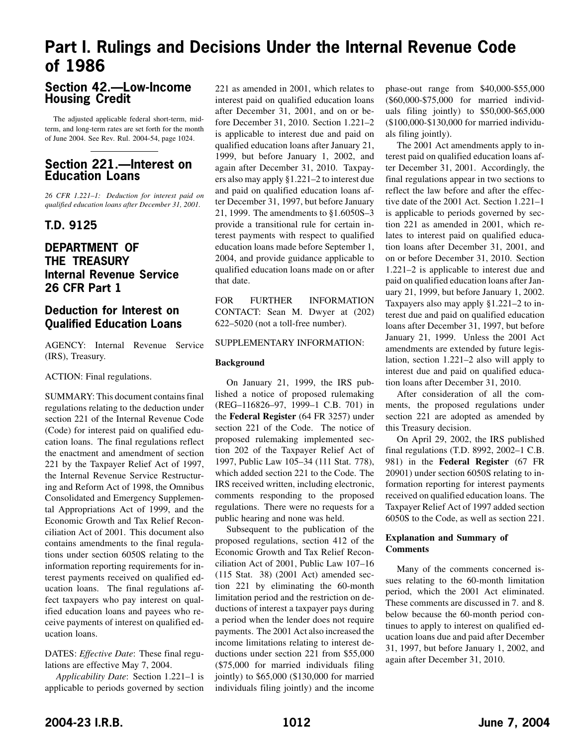# Part I. Rulings and Decisions Under the Internal Revenue Code of 1986

## Section 42.—Low-Income Housing Credit

The adjusted applicable federal short-term, mid-term, and long-term rates are set forth for the month of June 2004. See Rev. Rul. 2004-54, page 1024.

## Section 221.—Interest on Education Loans

*26 CFR 1.221–1: Deduction for interest paid on qualified education loans after December 31, 2001.*

## T.D. 9125

## DEPARTMENT OF THE TREASURY Internal Revenue Service 26 CFR Part 1

## Deduction for Interest on Qualified Education Loans

AGENCY: Internal Revenue Service (IRS), Treasury.

ACTION: Final regulations.

SUMMARY: This document contains final regulations relating to the deduction under section 221 of the Internal Revenue Code (Code) for interest paid on qualified education loans. The final regulations reflect the enactment and amendment of section 221 by the Taxpayer Relief Act of 1997, the Internal Revenue Service Restructuring and Reform Act of 1998, the Omnibus Consolidated and Emergency Supplemental Appropriations Act of 1999, and the Economic Growth and Tax Relief Reconciliation Act of 2001. This document also contains amendments to the final regulations under section 6050S relating to the information reporting requirements for interest payments received on qualified education loans. The final regulations affect taxpayers who pay interest on qualified education loans and payees who receive payments of interest on qualified education loans.

DATES: *Effective Date*: These final regulations are effective May 7, 2004.

*Applicability Date*: Section 1.221–1 is applicable to periods governed by section 221 as amended in 2001, which relates to interest paid on qualified education loans after December 31, 2001, and on or before December 31, 2010. Section 1.221–2 is applicable to interest due and paid on qualified education loans after January 21, 1999, but before January 1, 2002, and again after December 31, 2010. Taxpayers also may apply §1.221–2 to interest due and paid on qualified education loans after December 31, 1997, but before January 21, 1999. The amendments to §1.6050S–3 provide a transitional rule for certain interest payments with respect to qualified education loans made before September 1, 2004, and provide guidance applicable to qualified education loans made on or after that date.

FOR FURTHER INFORMATION CONTACT: Sean M. Dwyer at (202) 622–5020 (not a toll-free number).

SUPPLEMENTARY INFORMATION:

**Background**

On January 21, 1999, the IRS published a notice of proposed rulemaking (REG–116826–97, 1999–1 C.B. 701) in the **Federal Register** (64 FR 3257) under section 221 of the Code. The notice of proposed rulemaking implemented section 202 of the Taxpayer Relief Act of 1997, Public Law 105–34 (111 Stat. 778), which added section 221 to the Code. The IRS received written, including electronic, comments responding to the proposed regulations. There were no requests for a public hearing and none was held.

Subsequent to the publication of the proposed regulations, section 412 of the Economic Growth and Tax Relief Reconciliation Act of 2001, Public Law 107–16 (115 Stat. 38) (2001 Act) amended section 221 by eliminating the 60-month limitation period and the restriction on deductions of interest a taxpayer pays during a period when the lender does not require payments. The 2001 Act also increased the income limitations relating to interest deductions under section 221 from $55,000 ($75,000 for married individuals filing jointly) to $65,000 ($130,000 for married individuals filing jointly) and the income phase-out range from $40,000-$55,000 ($60,000-$75,000 for married individuals filing jointly) to $50,000-$65,000 ($100,000-$130,000 for married individuals filing jointly).

The 2001 Act amendments apply to interest paid on qualified education loans after December 31, 2001. Accordingly, the final regulations appear in two sections to reflect the law before and after the effective date of the 2001 Act. Section 1.221–1 is applicable to periods governed by section 221 as amended in 2001, which relates to interest paid on qualified education loans after December 31, 2001, and on or before December 31, 2010. Section 1.221–2 is applicable to interest due and paid on qualified education loans after January 21, 1999, but before January 1, 2002. Taxpayers also may apply §1.221–2 to interest due and paid on qualified education loans after December 31, 1997, but before January 21, 1999. Unless the 2001 Act amendments are extended by future legislation, section 1.221–2 also will apply to interest due and paid on qualified education loans after December 31, 2010.

After consideration of all the comments, the proposed regulations under section 221 are adopted as amended by this Treasury decision.

On April 29, 2002, the IRS published final regulations (T.D. 8992, 2002–1 C.B. 981) in the **Federal Register** (67 FR 20901) under section 6050S relating to information reporting for interest payments received on qualified education loans. The Taxpayer Relief Act of 1997 added section 6050S to the Code, as well as section 221.

**Explanation and Summary of Comments**

Many of the comments concerned issues relating to the 60-month limitation period, which the 2001 Act eliminated. These comments are discussed in 7. and 8. below because the 60-month period continues to apply to interest on qualified education loans due and paid after December 31, 1997, but before January 1, 2002, and again after December 31, 2010.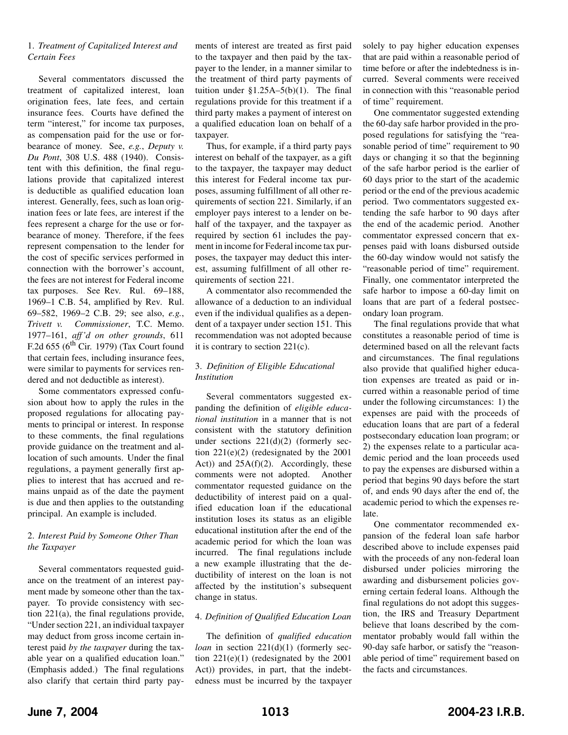### 1. *Treatment of Capitalized Interest and Certain Fees*

Several commentators discussed the treatment of capitalized interest, loan origination fees, late fees, and certain insurance fees. Courts have defined the term "interest," for income tax purposes, as compensation paid for the use or forbearance of money. See, *e.g.*, *Deputy v. Du Pont*, 308 U.S. 488 (1940). Consistent with this definition, the final regulations provide that capitalized interest is deductible as qualified education loan interest. Generally, fees, such as loan origination fees or late fees, are interest if the fees represent a charge for the use or forbearance of money. Therefore, if the fees represent compensation to the lender for the cost of specific services performed in connection with the borrower's account, the fees are not interest for Federal income tax purposes. See Rev. Rul. 69–188, 1969–1 C.B. 54, amplified by Rev. Rul. 69–582, 1969–2 C.B. 29; see also, *e.g.*, *Trivett v. Commissioner*, T.C. Memo. 1977–161, *aff'd on other grounds*, 611 F.2d 655 (6th Cir. 1979) (Tax Court found that certain fees, including insurance fees, were similar to payments for services rendered and not deductible as interest).

Some commentators expressed confusion about how to apply the rules in the proposed regulations for allocating payments to principal or interest. In response to these comments, the final regulations provide guidance on the treatment and allocation of such amounts. Under the final regulations, a payment generally first applies to interest that has accrued and remains unpaid as of the date the payment is due and then applies to the outstanding principal. An example is included.

### 2. *Interest Paid by Someone Other Than the Taxpayer*

Several commentators requested guidance on the treatment of an interest payment made by someone other than the taxpayer. To provide consistency with section 221(a), the final regulations provide, "Under section 221, an individual taxpayer may deduct from gross income certain interest paid *by the taxpayer* during the taxable year on a qualified education loan." (Emphasis added.) The final regulations also clarify that certain third party payments of interest are treated as first paid to the taxpayer and then paid by the taxpayer to the lender, in a manner similar to the treatment of third party payments of tuition under §1.25A–5(b)(1). The final regulations provide for this treatment if a third party makes a payment of interest on a qualified education loan on behalf of a taxpayer.

Thus, for example, if a third party pays interest on behalf of the taxpayer, as a gift to the taxpayer, the taxpayer may deduct this interest for Federal income tax purposes, assuming fulfillment of all other requirements of section 221. Similarly, if an employer pays interest to a lender on behalf of the taxpayer, and the taxpayer as required by section 61 includes the payment in income for Federal income tax purposes, the taxpayer may deduct this interest, assuming fulfillment of all other requirements of section 221.

A commentator also recommended the allowance of a deduction to an individual even if the individual qualifies as a dependent of a taxpayer under section 151. This recommendation was not adopted because it is contrary to section 221(c).

### 3. *Definition of Eligible Educational Institution*

Several commentators suggested expanding the definition of *eligible educational institution* in a manner that is not consistent with the statutory definition under sections 221(d)(2) (formerly section 221(e)(2) (redesignated by the 2001 Act)) and 25A(f)(2). Accordingly, these comments were not adopted. Another commentator requested guidance on the deductibility of interest paid on a qualified education loan if the educational institution loses its status as an eligible educational institution after the end of the academic period for which the loan was incurred. The final regulations include a new example illustrating that the deductibility of interest on the loan is not affected by the institution's subsequent change in status.

### 4. *Definition of Qualified Education Loan*

The definition of *qualified education loan* in section 221(d)(1) (formerly section 221(e)(1) (redesignated by the 2001 Act)) provides, in part, that the indebtedness must be incurred by the taxpayer solely to pay higher education expenses that are paid within a reasonable period of time before or after the indebtedness is incurred. Several comments were received in connection with this "reasonable period of time" requirement.

One commentator suggested extending the 60-day safe harbor provided in the proposed regulations for satisfying the "reasonable period of time" requirement to 90 days or changing it so that the beginning of the safe harbor period is the earlier of 60 days prior to the start of the academic period or the end of the previous academic period. Two commentators suggested extending the safe harbor to 90 days after the end of the academic period. Another commentator expressed concern that expenses paid with loans disbursed outside the 60-day window would not satisfy the "reasonable period of time" requirement. Finally, one commentator interpreted the safe harbor to impose a 60-day limit on loans that are part of a federal postsecondary loan program.

The final regulations provide that what constitutes a reasonable period of time is determined based on all the relevant facts and circumstances. The final regulations also provide that qualified higher education expenses are treated as paid or incurred within a reasonable period of time under the following circumstances: 1) the expenses are paid with the proceeds of education loans that are part of a federal postsecondary education loan program; or 2) the expenses relate to a particular academic period and the loan proceeds used to pay the expenses are disbursed within a period that begins 90 days before the start of, and ends 90 days after the end of, the academic period to which the expenses relate.

One commentator recommended expansion of the federal loan safe harbor described above to include expenses paid with the proceeds of any non-federal loan disbursed under policies mirroring the awarding and disbursement policies governing certain federal loans. Although the final regulations do not adopt this suggestion, the IRS and Treasury Department believe that loans described by the commentator probably would fall within the 90-day safe harbor, or satisfy the "reasonable period of time" requirement based on the facts and circumstances.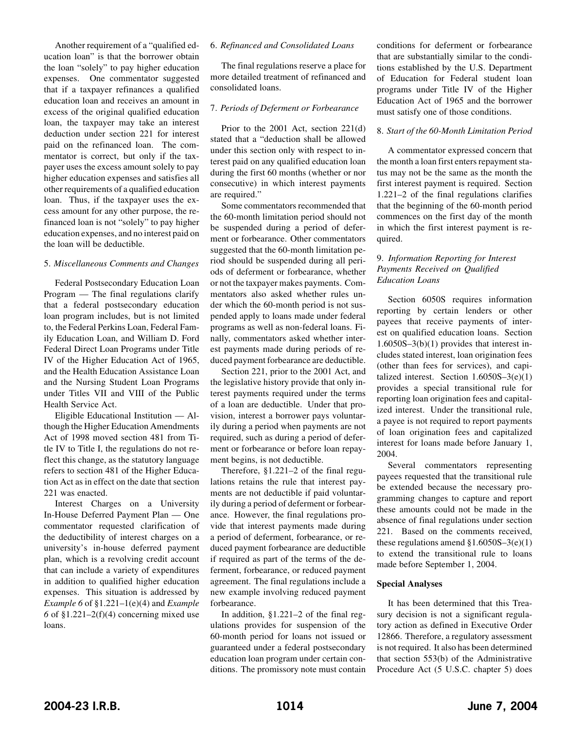Another requirement of a "qualified education loan" is that the borrower obtain the loan "solely" to pay higher education expenses. One commentator suggested that if a taxpayer refinances a qualified education loan and receives an amount in excess of the original qualified education loan, the taxpayer may take an interest deduction under section 221 for interest paid on the refinanced loan. The commentator is correct, but only if the taxpayer uses the excess amount solely to pay higher education expenses and satisfies all other requirements of a qualified education loan. Thus, if the taxpayer uses the excess amount for any other purpose, the refinanced loan is not "solely" to pay higher education expenses, and no interest paid on the loan will be deductible.

5. *Miscellaneous Comments and Changes*

Federal Postsecondary Education Loan Program — The final regulations clarify that a federal postsecondary education loan program includes, but is not limited to, the Federal Perkins Loan, Federal Family Education Loan, and William D. Ford Federal Direct Loan Programs under Title IV of the Higher Education Act of 1965, and the Health Education Assistance Loan and the Nursing Student Loan Programs under Titles VII and VIII of the Public Health Service Act.

Eligible Educational Institution — Although the Higher Education Amendments Act of 1998 moved section 481 from Title IV to Title I, the regulations do not reflect this change, as the statutory language refers to section 481 of the Higher Education Act as in effect on the date that section 221 was enacted.

Interest Charges on a University In-House Deferred Payment Plan — One commentator requested clarification of the deductibility of interest charges on a university's in-house deferred payment plan, which is a revolving credit account that can include a variety of expenditures in addition to qualified higher education expenses. This situation is addressed by *Example 6* of §1.221–1(e)(4) and *Example 6* of §1.221–2(f)(4) concerning mixed use loans.

6. *Refinanced and Consolidated Loans*

The final regulations reserve a place for more detailed treatment of refinanced and consolidated loans.

7. *Periods of Deferment or Forbearance*

Prior to the 2001 Act, section 221(d) stated that a "deduction shall be allowed under this section only with respect to interest paid on any qualified education loan during the first 60 months (whether or nor consecutive) in which interest payments are required."

Some commentators recommended that the 60-month limitation period should not be suspended during a period of deferment or forbearance. Other commentators suggested that the 60-month limitation period should be suspended during all periods of deferment or forbearance, whether or not the taxpayer makes payments. Commentators also asked whether rules under which the 60-month period is not suspended apply to loans made under federal programs as well as non-federal loans. Finally, commentators asked whether interest payments made during periods of reduced payment forbearance are deductible.

Section 221, prior to the 2001 Act, and the legislative history provide that only interest payments required under the terms of a loan are deductible. Under that provision, interest a borrower pays voluntarily during a period when payments are not required, such as during a period of deferment or forbearance or before loan repayment begins, is not deductible.

Therefore, §1.221–2 of the final regulations retains the rule that interest payments are not deductible if paid voluntarily during a period of deferment or forbearance. However, the final regulations provide that interest payments made during a period of deferment, forbearance, or reduced payment forbearance are deductible if required as part of the terms of the deferment, forbearance, or reduced payment agreement. The final regulations include a new example involving reduced payment forbearance.

In addition, §1.221–2 of the final regulations provides for suspension of the 60-month period for loans not issued or guaranteed under a federal postsecondary education loan program under certain conditions. The promissory note must contain conditions for deferment or forbearance that are substantially similar to the conditions established by the U.S. Department of Education for Federal student loan programs under Title IV of the Higher Education Act of 1965 and the borrower must satisfy one of those conditions.

8. *Start of the 60-Month Limitation Period*

A commentator expressed concern that the month a loan first enters repayment status may not be the same as the month the first interest payment is required. Section 1.221–2 of the final regulations clarifies that the beginning of the 60-month period commences on the first day of the month in which the first interest payment is required.

9. *Information Reporting for Interest Payments Received on Qualified Education Loans*

Section 6050S requires information reporting by certain lenders or other payees that receive payments of interest on qualified education loans. Section 1.6050S–3(b)(1) provides that interest includes stated interest, loan origination fees (other than fees for services), and capitalized interest. Section 1.6050S–3(e)(1) provides a special transitional rule for reporting loan origination fees and capitalized interest. Under the transitional rule, a payee is not required to report payments of loan origination fees and capitalized interest for loans made before January 1, 2004.

Several commentators representing payees requested that the transitional rule be extended because the necessary programming changes to capture and report these amounts could not be made in the absence of final regulations under section 221. Based on the comments received, these regulations amend §1.6050S–3(e)(1) to extend the transitional rule to loans made before September 1, 2004.

**Special Analyses**

It has been determined that this Treasury decision is not a significant regulatory action as defined in Executive Order 12866. Therefore, a regulatory assessment is not required. It also has been determined that section 553(b) of the Administrative Procedure Act (5 U.S.C. chapter 5) does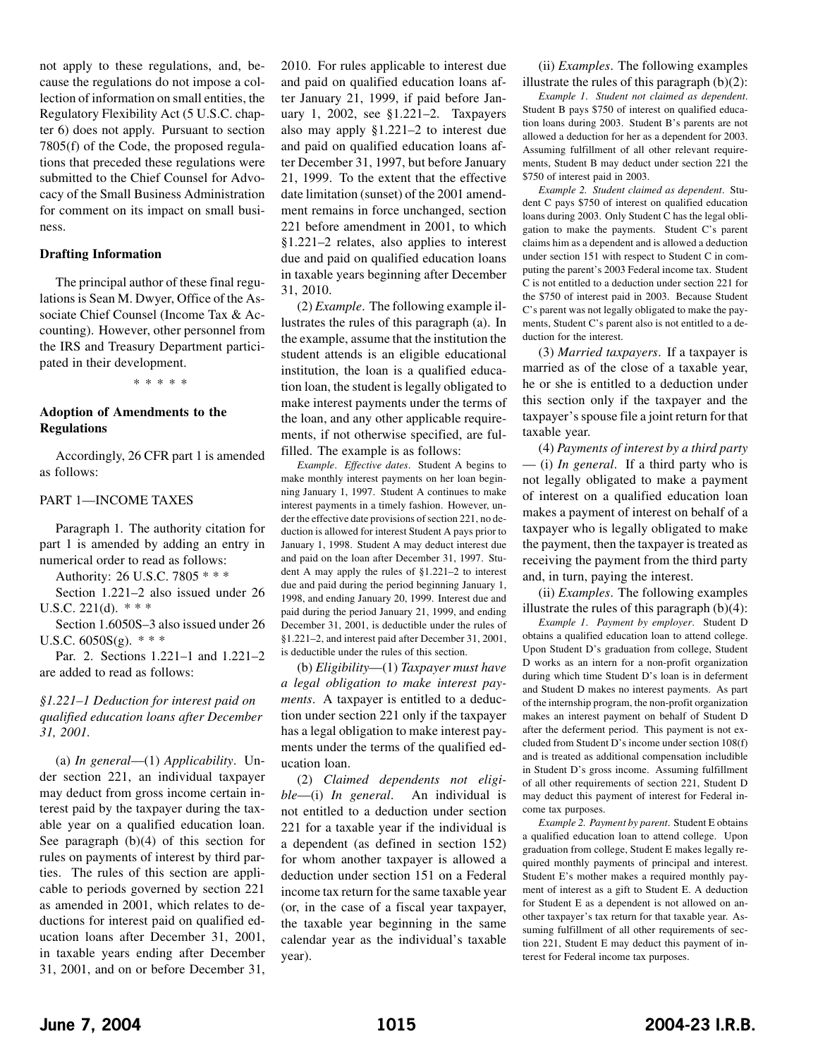not apply to these regulations, and, because the regulations do not impose a collection of information on small entities, the Regulatory Flexibility Act (5 U.S.C. chapter 6) does not apply. Pursuant to section 7805(f) of the Code, the proposed regulations that preceded these regulations were submitted to the Chief Counsel for Advocacy of the Small Business Administration for comment on its impact on small business.

### Drafting Information

The principal author of these final regulations is Sean M. Dwyer, Office of the Associate Chief Counsel (Income Tax & Accounting). However, other personnel from the IRS and Treasury Department participated in their development.

\* \* \* \* \*

### Adoption of Amendments to the Regulations

Accordingly, 26 CFR part 1 is amended as follows:

PART 1—INCOME TAXES

Paragraph 1. The authority citation for part 1 is amended by adding an entry in numerical order to read as follows:

Authority: 26 U.S.C. 7805 \* \* \*

Section 1.221–2 also issued under 26 U.S.C. 221(d). \* \* \*

Section 1.6050S–3 also issued under 26 U.S.C. 6050S(g). \* \* \*

Par. 2. Sections 1.221–1 and 1.221–2 are added to read as follows:

*§1.221–1 Deduction for interest paid on qualified education loans after December 31, 2001.*

(a) *In general*—(1) *Applicability*. Under section 221, an individual taxpayer may deduct from gross income certain interest paid by the taxpayer during the taxable year on a qualified education loan. See paragraph (b)(4) of this section for rules on payments of interest by third parties. The rules of this section are applicable to periods governed by section 221 as amended in 2001, which relates to deductions for interest paid on qualified education loans after December 31, 2001, in taxable years ending after December 31, 2001, and on or before December 31, 2010. For rules applicable to interest due and paid on qualified education loans after January 21, 1999, if paid before January 1, 2002, see §1.221–2. Taxpayers also may apply §1.221–2 to interest due and paid on qualified education loans after December 31, 1997, but before January 21, 1999. To the extent that the effective date limitation (sunset) of the 2001 amendment remains in force unchanged, section 221 before amendment in 2001, to which §1.221–2 relates, also applies to interest due and paid on qualified education loans in taxable years beginning after December 31, 2010.

(2) *Example*. The following example illustrates the rules of this paragraph (a). In the example, assume that the institution the student attends is an eligible educational institution, the loan is a qualified education loan, the student is legally obligated to make interest payments under the terms of the loan, and any other applicable requirements, if not otherwise specified, are fulfilled. The example is as follows:

*Example*. *Effective dates*. Student A begins to make monthly interest payments on her loan beginning January 1, 1997. Student A continues to make interest payments in a timely fashion. However, under the effective date provisions of section 221, no deduction is allowed for interest Student A pays prior to January 1, 1998. Student A may deduct interest due and paid on the loan after December 31, 1997. Student A may apply the rules of §1.221–2 to interest due and paid during the period beginning January 1, 1998, and ending January 20, 1999. Interest due and paid during the period January 21, 1999, and ending December 31, 2001, is deductible under the rules of §1.221–2, and interest paid after December 31, 2001, is deductible under the rules of this section.

(b) *Eligibility*—(1) *Taxpayer must have a legal obligation to make interest payments*. A taxpayer is entitled to a deduction under section 221 only if the taxpayer has a legal obligation to make interest payments under the terms of the qualified education loan.

(2) *Claimed dependents not eligible*—(i) *In general*. An individual is not entitled to a deduction under section 221 for a taxable year if the individual is a dependent (as defined in section 152) for whom another taxpayer is allowed a deduction under section 151 on a Federal income tax return for the same taxable year (or, in the case of a fiscal year taxpayer, the taxable year beginning in the same calendar year as the individual's taxable year).

(ii) *Examples*. The following examples illustrate the rules of this paragraph (b)(2):

*Example 1*. *Student not claimed as dependent*. Student B pays $750 of interest on qualified education loans during 2003. Student B's parents are not allowed a deduction for her as a dependent for 2003. Assuming fulfillment of all other relevant requirements, Student B may deduct under section 221 the $750 of interest paid in 2003.

*Example 2*. *Student claimed as dependent*. Student C pays $750 of interest on qualified education loans during 2003. Only Student C has the legal obligation to make the payments. Student C's parent claims him as a dependent and is allowed a deduction under section 151 with respect to Student C in computing the parent's 2003 Federal income tax. Student C is not entitled to a deduction under section 221 for the $750 of interest paid in 2003. Because Student C's parent was not legally obligated to make the payments, Student C's parent also is not entitled to a deduction for the interest.

(3) *Married taxpayers*. If a taxpayer is married as of the close of a taxable year, he or she is entitled to a deduction under this section only if the taxpayer and the taxpayer's spouse file a joint return for that taxable year.

(4) *Payments of interest by a third party* — (i) *In general*. If a third party who is not legally obligated to make a payment of interest on a qualified education loan makes a payment of interest on behalf of a taxpayer who is legally obligated to make the payment, then the taxpayer is treated as receiving the payment from the third party and, in turn, paying the interest.

(ii) *Examples*. The following examples illustrate the rules of this paragraph (b)(4):

*Example 1*. *Payment by employer*. Student D obtains a qualified education loan to attend college. Upon Student D's graduation from college, Student D works as an intern for a non-profit organization during which time Student D's loan is in deferment and Student D makes no interest payments. As part of the internship program, the non-profit organization makes an interest payment on behalf of Student D after the deferment period. This payment is not excluded from Student D's income under section 108(f) and is treated as additional compensation includible in Student D's gross income. Assuming fulfillment of all other requirements of section 221, Student D may deduct this payment of interest for Federal income tax purposes.

*Example 2*. *Payment by parent*. Student E obtains a qualified education loan to attend college. Upon graduation from college, Student E makes legally required monthly payments of principal and interest. Student E's mother makes a required monthly payment of interest as a gift to Student E. A deduction for Student E as a dependent is not allowed on another taxpayer's tax return for that taxable year. Assuming fulfillment of all other requirements of section 221, Student E may deduct this payment of interest for Federal income tax purposes.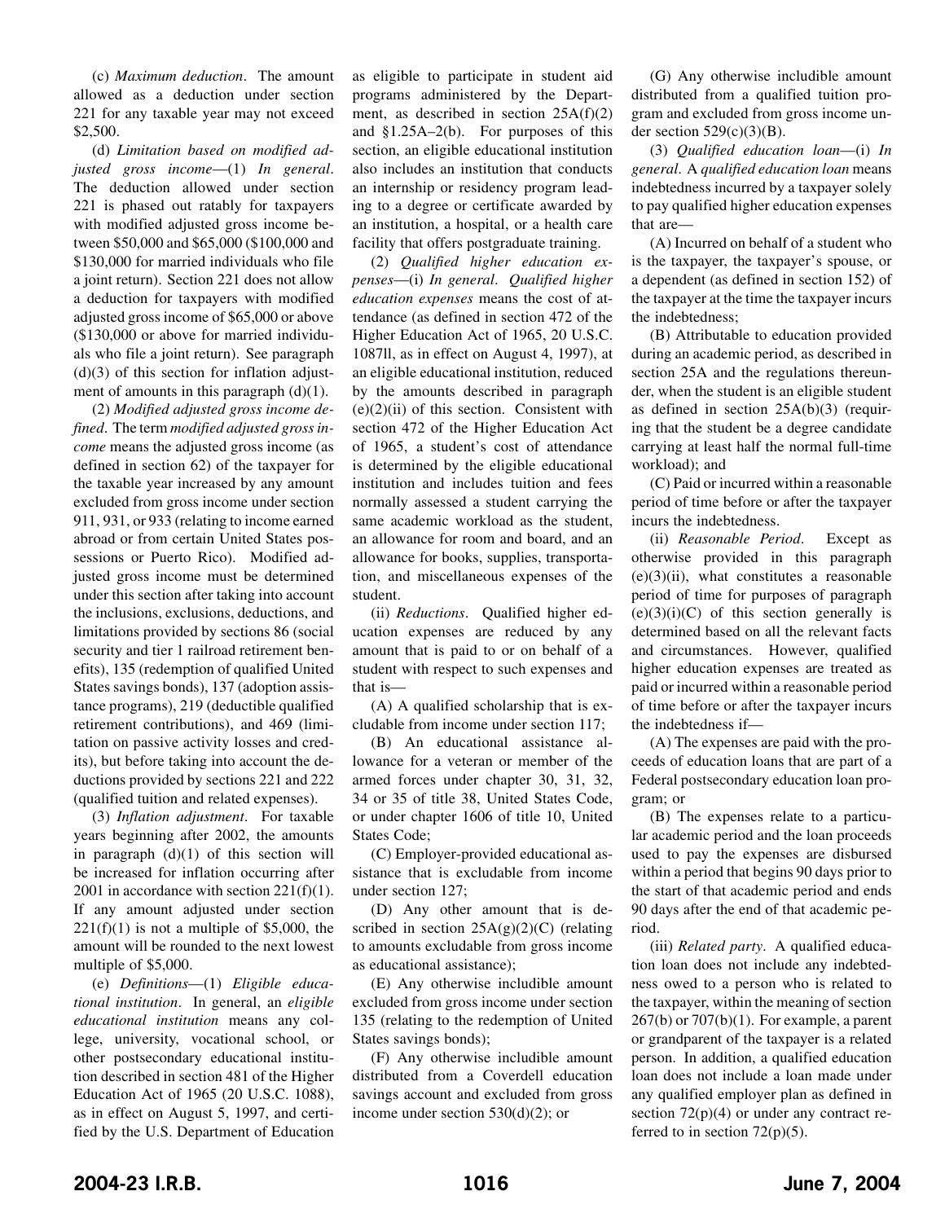(c) *Maximum deduction*. The amount allowed as a deduction under section 221 for any taxable year may not exceed $2,500.

(d) *Limitation based on modified adjusted gross income*—(1) *In general*. The deduction allowed under section 221 is phased out ratably for taxpayers with modified adjusted gross income between $50,000 and $65,000 ($100,000 and $130,000 for married individuals who file a joint return). Section 221 does not allow a deduction for taxpayers with modified adjusted gross income of $65,000 or above ($130,000 or above for married individuals who file a joint return). See paragraph (d)(3) of this section for inflation adjustment of amounts in this paragraph (d)(1).

(2) *Modified adjusted gross income defined*. The term *modified adjusted gross income* means the adjusted gross income (as defined in section 62) of the taxpayer for the taxable year increased by any amount excluded from gross income under section 911, 931, or 933 (relating to income earned abroad or from certain United States possessions or Puerto Rico). Modified adjusted gross income must be determined under this section after taking into account the inclusions, exclusions, deductions, and limitations provided by sections 86 (social security and tier 1 railroad retirement benefits), 135 (redemption of qualified United States savings bonds), 137 (adoption assistance programs), 219 (deductible qualified retirement contributions), and 469 (limitation on passive activity losses and credits), but before taking into account the deductions provided by sections 221 and 222 (qualified tuition and related expenses).

(3) *Inflation adjustment*. For taxable years beginning after 2002, the amounts in paragraph (d)(1) of this section will be increased for inflation occurring after 2001 in accordance with section 221(f)(1). If any amount adjusted under section 221(f)(1) is not a multiple of $5,000, the amount will be rounded to the next lowest multiple of $5,000.

(e) *Definitions*—(1) *Eligible educational institution*. In general, an *eligible educational institution* means any college, university, vocational school, or other postsecondary educational institution described in section 481 of the Higher Education Act of 1965 (20 U.S.C. 1088), as in effect on August 5, 1997, and certified by the U.S. Department of Education as eligible to participate in student aid programs administered by the Department, as described in section 25A(f)(2) and §1.25A–2(b). For purposes of this section, an eligible educational institution also includes an institution that conducts an internship or residency program leading to a degree or certificate awarded by an institution, a hospital, or a health care facility that offers postgraduate training.

(2) *Qualified higher education expenses*—(i) *In general*. *Qualified higher education expenses* means the cost of attendance (as defined in section 472 of the Higher Education Act of 1965, 20 U.S.C. 1087ll, as in effect on August 4, 1997), at an eligible educational institution, reduced by the amounts described in paragraph (e)(2)(ii) of this section. Consistent with section 472 of the Higher Education Act of 1965, a student's cost of attendance is determined by the eligible educational institution and includes tuition and fees normally assessed a student carrying the same academic workload as the student, an allowance for room and board, and an allowance for books, supplies, transportation, and miscellaneous expenses of the student.

(ii) *Reductions*. Qualified higher education expenses are reduced by any amount that is paid to or on behalf of a student with respect to such expenses and that is—

(A) A qualified scholarship that is excludable from income under section 117;

(B) An educational assistance allowance for a veteran or member of the armed forces under chapter 30, 31, 32, 34 or 35 of title 38, United States Code, or under chapter 1606 of title 10, United States Code;

(C) Employer-provided educational assistance that is excludable from income under section 127;

(D) Any other amount that is described in section 25A(g)(2)(C) (relating to amounts excludable from gross income as educational assistance);

(E) Any otherwise includible amount excluded from gross income under section 135 (relating to the redemption of United States savings bonds);

(F) Any otherwise includible amount distributed from a Coverdell education savings account and excluded from gross income under section 530(d)(2); or

(G) Any otherwise includible amount distributed from a qualified tuition program and excluded from gross income under section 529(c)(3)(B).

(3) *Qualified education loan*—(i) *In general*. A *qualified education loan* means indebtedness incurred by a taxpayer solely to pay qualified higher education expenses that are—

(A) Incurred on behalf of a student who is the taxpayer, the taxpayer's spouse, or a dependent (as defined in section 152) of the taxpayer at the time the taxpayer incurs the indebtedness;

(B) Attributable to education provided during an academic period, as described in section 25A and the regulations thereunder, when the student is an eligible student as defined in section 25A(b)(3) (requiring that the student be a degree candidate carrying at least half the normal full-time workload); and

(C) Paid or incurred within a reasonable period of time before or after the taxpayer incurs the indebtedness.

(ii) *Reasonable Period*. Except as otherwise provided in this paragraph (e)(3)(ii), what constitutes a reasonable period of time for purposes of paragraph (e)(3)(i)(C) of this section generally is determined based on all the relevant facts and circumstances. However, qualified higher education expenses are treated as paid or incurred within a reasonable period of time before or after the taxpayer incurs the indebtedness if—

(A) The expenses are paid with the proceeds of education loans that are part of a Federal postsecondary education loan program; or

(B) The expenses relate to a particular academic period and the loan proceeds used to pay the expenses are disbursed within a period that begins 90 days prior to the start of that academic period and ends 90 days after the end of that academic period.

(iii) *Related party*. A qualified education loan does not include any indebtedness owed to a person who is related to the taxpayer, within the meaning of section 267(b) or 707(b)(1). For example, a parent or grandparent of the taxpayer is a related person. In addition, a qualified education loan does not include a loan made under any qualified employer plan as defined in section 72(p)(4) or under any contract referred to in section 72(p)(5).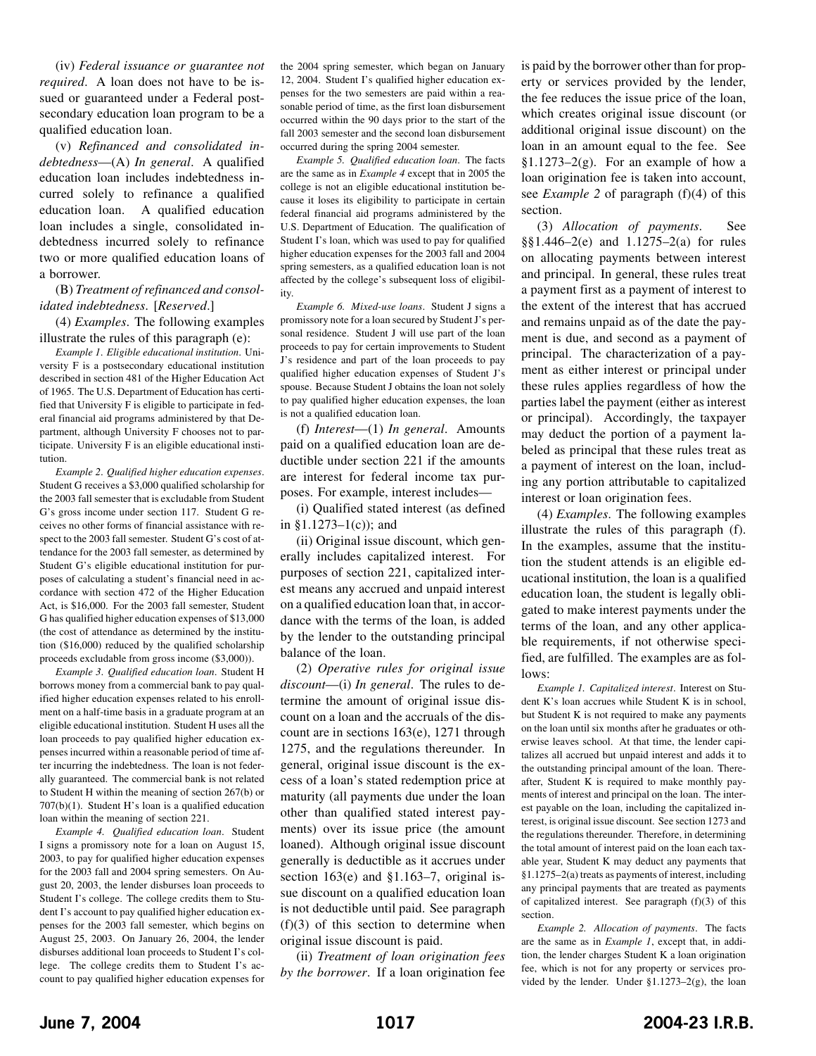(iv) *Federal issuance or guarantee not required*. A loan does not have to be issued or guaranteed under a Federal postsecondary education loan program to be a qualified education loan.

(v) *Refinanced and consolidated indebtedness*—(A) *In general*. A qualified education loan includes indebtedness incurred solely to refinance a qualified education loan. A qualified education loan includes a single, consolidated indebtedness incurred solely to refinance two or more qualified education loans of a borrower.

(B) *Treatment of refinanced and consolidated indebtedness*. [*Reserved*.]

(4) *Examples*. The following examples illustrate the rules of this paragraph (e):

*Example 1. Eligible educational institution*. University F is a postsecondary educational institution described in section 481 of the Higher Education Act of 1965. The U.S. Department of Education has certified that University F is eligible to participate in federal financial aid programs administered by that Department, although University F chooses not to participate. University F is an eligible educational institution.

*Example 2. Qualified higher education expenses*. Student G receives a $3,000 qualified scholarship for the 2003 fall semester that is excludable from Student G's gross income under section 117. Student G receives no other forms of financial assistance with respect to the 2003 fall semester. Student G's cost of attendance for the 2003 fall semester, as determined by Student G's eligible educational institution for purposes of calculating a student's financial need in accordance with section 472 of the Higher Education Act, is $16,000. For the 2003 fall semester, Student G has qualified higher education expenses of $13,000 (the cost of attendance as determined by the institution ($16,000) reduced by the qualified scholarship proceeds excludable from gross income ($3,000)).

*Example 3. Qualified education loan*. Student H borrows money from a commercial bank to pay qualified higher education expenses related to his enrollment on a half-time basis in a graduate program at an eligible educational institution. Student H uses all the loan proceeds to pay qualified higher education expenses incurred within a reasonable period of time after incurring the indebtedness. The loan is not federally guaranteed. The commercial bank is not related to Student H within the meaning of section 267(b) or 707(b)(1). Student H's loan is a qualified education loan within the meaning of section 221.

*Example 4. Qualified education loan*. Student I signs a promissory note for a loan on August 15, 2003, to pay for qualified higher education expenses for the 2003 fall and 2004 spring semesters. On August 20, 2003, the lender disburses loan proceeds to Student I's college. The college credits them to Student I's account to pay qualified higher education expenses for the 2003 fall semester, which begins on August 25, 2003. On January 26, 2004, the lender disburses additional loan proceeds to Student I's college. The college credits them to Student I's account to pay qualified higher education expenses for the 2004 spring semester, which began on January 12, 2004. Student I's qualified higher education expenses for the two semesters are paid within a reasonable period of time, as the first loan disbursement occurred within the 90 days prior to the start of the fall 2003 semester and the second loan disbursement occurred during the spring 2004 semester.

*Example 5. Qualified education loan*. The facts are the same as in *Example 4* except that in 2005 the college is not an eligible educational institution because it loses its eligibility to participate in certain federal financial aid programs administered by the U.S. Department of Education. The qualification of Student I's loan, which was used to pay for qualified higher education expenses for the 2003 fall and 2004 spring semesters, as a qualified education loan is not affected by the college's subsequent loss of eligibility.

*Example 6. Mixed-use loans*. Student J signs a promissory note for a loan secured by Student J's personal residence. Student J will use part of the loan proceeds to pay for certain improvements to Student J's residence and part of the loan proceeds to pay qualified higher education expenses of Student J's spouse. Because Student J obtains the loan not solely to pay qualified higher education expenses, the loan is not a qualified education loan.

(f) *Interest*—(1) *In general*. Amounts paid on a qualified education loan are deductible under section 221 if the amounts are interest for federal income tax purposes. For example, interest includes—

(i) Qualified stated interest (as defined in §1.1273–1(c)); and

(ii) Original issue discount, which generally includes capitalized interest. For purposes of section 221, capitalized interest means any accrued and unpaid interest on a qualified education loan that, in accordance with the terms of the loan, is added by the lender to the outstanding principal balance of the loan.

(2) *Operative rules for original issue discount*—(i) *In general*. The rules to determine the amount of original issue discount on a loan and the accruals of the discount are in sections 163(e), 1271 through 1275, and the regulations thereunder. In general, original issue discount is the excess of a loan's stated redemption price at maturity (all payments due under the loan other than qualified stated interest payments) over its issue price (the amount loaned). Although original issue discount generally is deductible as it accrues under section 163(e) and §1.163–7, original issue discount on a qualified education loan is not deductible until paid. See paragraph (f)(3) of this section to determine when original issue discount is paid.

(ii) *Treatment of loan origination fees by the borrower*. If a loan origination fee is paid by the borrower other than for property or services provided by the lender, the fee reduces the issue price of the loan, which creates original issue discount (or additional original issue discount) on the loan in an amount equal to the fee. See §1.1273–2(g). For an example of how a loan origination fee is taken into account, see *Example 2* of paragraph (f)(4) of this section.

(3) *Allocation of payments*. See §§1.446–2(e) and 1.1275–2(a) for rules on allocating payments between interest and principal. In general, these rules treat a payment first as a payment of interest to the extent of the interest that has accrued and remains unpaid as of the date the payment is due, and second as a payment of principal. The characterization of a payment as either interest or principal under these rules applies regardless of how the parties label the payment (either as interest or principal). Accordingly, the taxpayer may deduct the portion of a payment labeled as principal that these rules treat as a payment of interest on the loan, including any portion attributable to capitalized interest or loan origination fees.

(4) *Examples*. The following examples illustrate the rules of this paragraph (f). In the examples, assume that the institution the student attends is an eligible educational institution, the loan is a qualified education loan, the student is legally obligated to make interest payments under the terms of the loan, and any other applicable requirements, if not otherwise specified, are fulfilled. The examples are as follows:

*Example 1. Capitalized interest*. Interest on Student K's loan accrues while Student K is in school, but Student K is not required to make any payments on the loan until six months after he graduates or otherwise leaves school. At that time, the lender capitalizes all accrued but unpaid interest and adds it to the outstanding principal amount of the loan. Thereafter, Student K is required to make monthly payments of interest and principal on the loan. The interest payable on the loan, including the capitalized interest, is original issue discount. See section 1273 and the regulations thereunder. Therefore, in determining the total amount of interest paid on the loan each taxable year, Student K may deduct any payments that §1.1275–2(a) treats as payments of interest, including any principal payments that are treated as payments of capitalized interest. See paragraph (f)(3) of this section.

*Example 2. Allocation of payments*. The facts are the same as in *Example 1*, except that, in addition, the lender charges Student K a loan origination fee, which is not for any property or services provided by the lender. Under §1.1273–2(g), the loan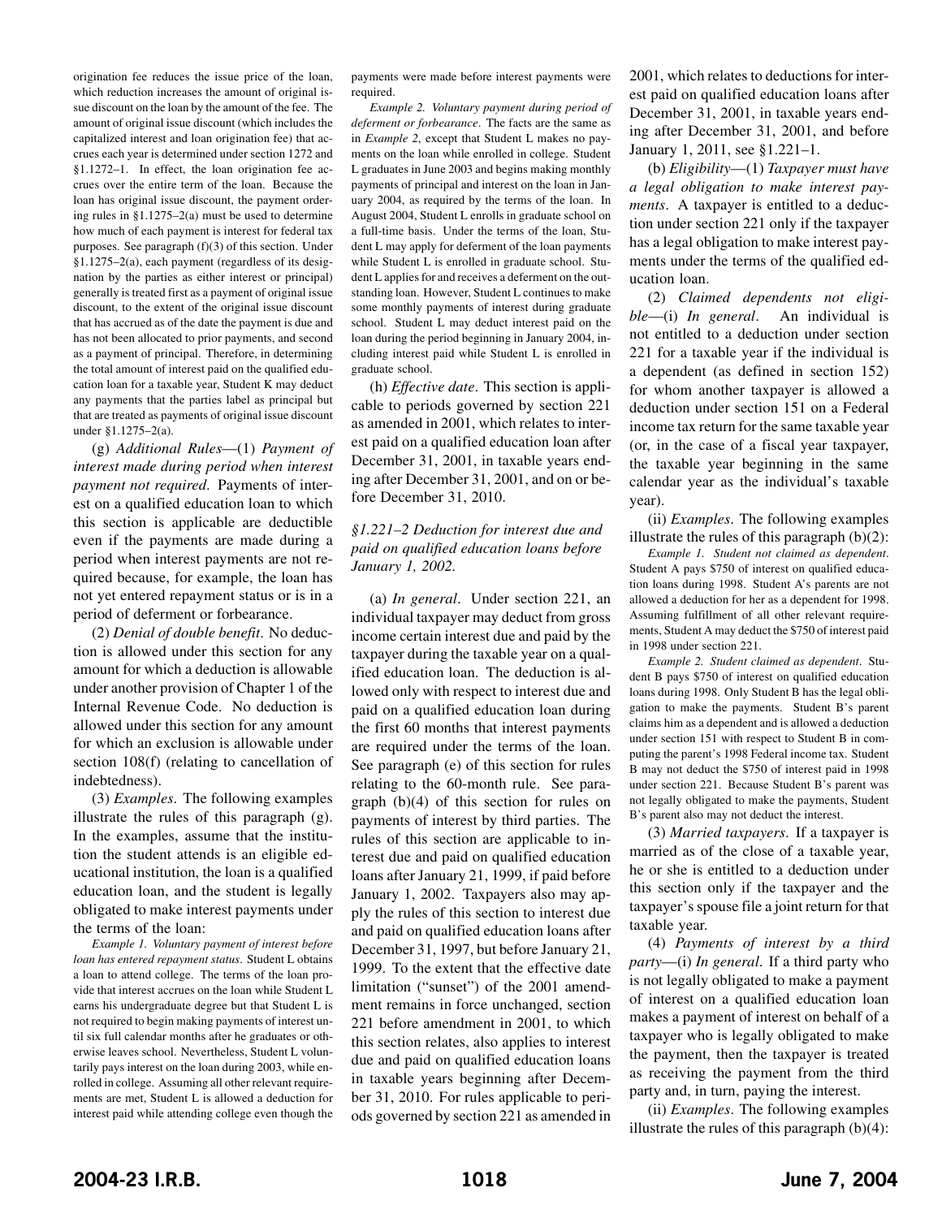origination fee reduces the issue price of the loan, which reduction increases the amount of original issue discount on the loan by the amount of the fee. The amount of original issue discount (which includes the capitalized interest and loan origination fee) that accrues each year is determined under section 1272 and §1.1272–1. In effect, the loan origination fee accrues over the entire term of the loan. Because the loan has original issue discount, the payment ordering rules in §1.1275–2(a) must be used to determine how much of each payment is interest for federal tax purposes. See paragraph (f)(3) of this section. Under §1.1275–2(a), each payment (regardless of its designation by the parties as either interest or principal) generally is treated first as a payment of original issue discount, to the extent of the original issue discount that has accrued as of the date the payment is due and has not been allocated to prior payments, and second as a payment of principal. Therefore, in determining the total amount of interest paid on the qualified education loan for a taxable year, Student K may deduct any payments that the parties label as principal but that are treated as payments of original issue discount under §1.1275–2(a).

(g) *Additional Rules*—(1) *Payment of interest made during period when interest payment not required*. Payments of interest on a qualified education loan to which this section is applicable are deductible even if the payments are made during a period when interest payments are not required because, for example, the loan has not yet entered repayment status or is in a period of deferment or forbearance.

(2) *Denial of double benefit*. No deduction is allowed under this section for any amount for which a deduction is allowable under another provision of Chapter 1 of the Internal Revenue Code. No deduction is allowed under this section for any amount for which an exclusion is allowable under section 108(f) (relating to cancellation of indebtedness).

(3) *Examples*. The following examples illustrate the rules of this paragraph (g). In the examples, assume that the institution the student attends is an eligible educational institution, the loan is a qualified education loan, and the student is legally obligated to make interest payments under the terms of the loan:

*Example 1. Voluntary payment of interest before loan has entered repayment status*. Student L obtains a loan to attend college. The terms of the loan provide that interest accrues on the loan while Student L earns his undergraduate degree but that Student L is not required to begin making payments of interest until six full calendar months after he graduates or otherwise leaves school. Nevertheless, Student L voluntarily pays interest on the loan during 2003, while enrolled in college. Assuming all other relevant requirements are met, Student L is allowed a deduction for interest paid while attending college even though the payments were made before interest payments were required.

*Example 2. Voluntary payment during period of deferment or forbearance*. The facts are the same as in *Example 2*, except that Student L makes no payments on the loan while enrolled in college. Student L graduates in June 2003 and begins making monthly payments of principal and interest on the loan in January 2004, as required by the terms of the loan. In August 2004, Student L enrolls in graduate school on a full-time basis. Under the terms of the loan, Student L may apply for deferment of the loan payments while Student L is enrolled in graduate school. Student L applies for and receives a deferment on the outstanding loan. However, Student L continues to make some monthly payments of interest during graduate school. Student L may deduct interest paid on the loan during the period beginning in January 2004, including interest paid while Student L is enrolled in graduate school.

(h) *Effective date*. This section is applicable to periods governed by section 221 as amended in 2001, which relates to interest paid on a qualified education loan after December 31, 2001, in taxable years ending after December 31, 2001, and on or before December 31, 2010.

*§1.221–2 Deduction for interest due and paid on qualified education loans before January 1, 2002.*

(a) *In general*. Under section 221, an individual taxpayer may deduct from gross income certain interest due and paid by the taxpayer during the taxable year on a qualified education loan. The deduction is allowed only with respect to interest due and paid on a qualified education loan during the first 60 months that interest payments are required under the terms of the loan. See paragraph (e) of this section for rules relating to the 60-month rule. See paragraph (b)(4) of this section for rules on payments of interest by third parties. The rules of this section are applicable to interest due and paid on qualified education loans after January 21, 1999, if paid before January 1, 2002. Taxpayers also may apply the rules of this section to interest due and paid on qualified education loans after December 31, 1997, but before January 21, 1999. To the extent that the effective date limitation ("sunset") of the 2001 amendment remains in force unchanged, section 221 before amendment in 2001, to which this section relates, also applies to interest due and paid on qualified education loans in taxable years beginning after December 31, 2010. For rules applicable to periods governed by section 221 as amended in 2001, which relates to deductions for interest paid on qualified education loans after December 31, 2001, in taxable years ending after December 31, 2001, and before January 1, 2011, see §1.221–1.

(b) *Eligibility*—(1) *Taxpayer must have a legal obligation to make interest payments*. A taxpayer is entitled to a deduction under section 221 only if the taxpayer has a legal obligation to make interest payments under the terms of the qualified education loan.

(2) *Claimed dependents not eligible*—(i) *In general*. An individual is not entitled to a deduction under section 221 for a taxable year if the individual is a dependent (as defined in section 152) for whom another taxpayer is allowed a deduction under section 151 on a Federal income tax return for the same taxable year (or, in the case of a fiscal year taxpayer, the taxable year beginning in the same calendar year as the individual's taxable year).

(ii) *Examples*. The following examples illustrate the rules of this paragraph (b)(2):

*Example 1. Student not claimed as dependent*. Student A pays $750 of interest on qualified education loans during 1998. Student A's parents are not allowed a deduction for her as a dependent for 1998. Assuming fulfillment of all other relevant requirements, Student A may deduct the $750 of interest paid in 1998 under section 221.

*Example 2. Student claimed as dependent*. Student B pays $750 of interest on qualified education loans during 1998. Only Student B has the legal obligation to make the payments. Student B's parent claims him as a dependent and is allowed a deduction under section 151 with respect to Student B in computing the parent's 1998 Federal income tax. Student B may not deduct the $750 of interest paid in 1998 under section 221. Because Student B's parent was not legally obligated to make the payments, Student B's parent also may not deduct the interest.

(3) *Married taxpayers*. If a taxpayer is married as of the close of a taxable year, he or she is entitled to a deduction under this section only if the taxpayer and the taxpayer's spouse file a joint return for that taxable year.

(4) *Payments of interest by a third party*—(i) *In general*. If a third party who is not legally obligated to make a payment of interest on a qualified education loan makes a payment of interest on behalf of a taxpayer who is legally obligated to make the payment, then the taxpayer is treated as receiving the payment from the third party and, in turn, paying the interest.

(ii) *Examples*. The following examples illustrate the rules of this paragraph (b)(4):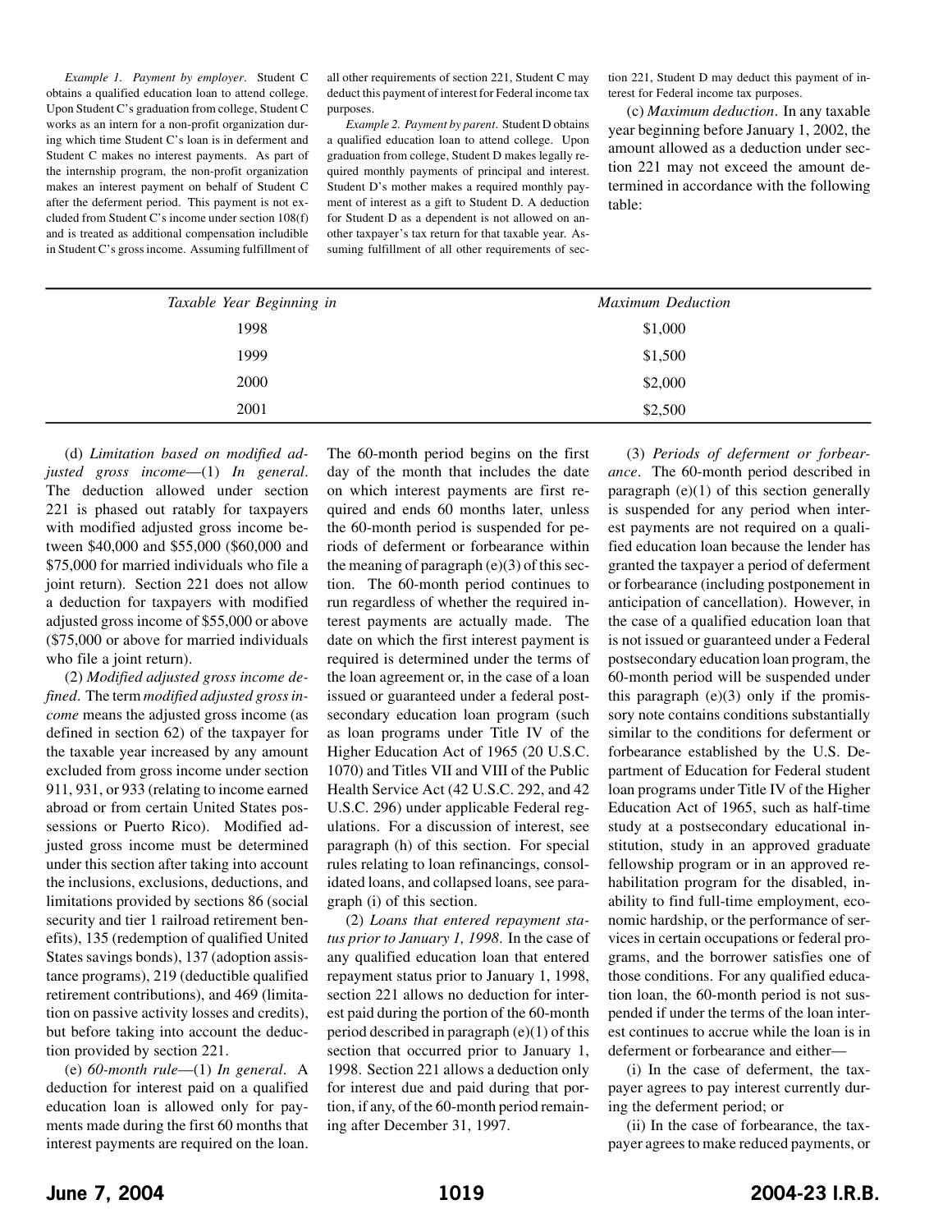*Example 1. Payment by employer*. Student C obtains a qualified education loan to attend college. Upon Student C's graduation from college, Student C works as an intern for a non-profit organization during which time Student C's loan is in deferment and Student C makes no interest payments. As part of the internship program, the non-profit organization makes an interest payment on behalf of Student C after the deferment period. This payment is not excluded from Student C's income under section 108(f) and is treated as additional compensation includible in Student C's gross income. Assuming fulfillment of all other requirements of section 221, Student C may deduct this payment of interest for Federal income tax purposes.

*Example 2. Payment by parent*. Student D obtains a qualified education loan to attend college. Upon graduation from college, Student D makes legally required monthly payments of principal and interest. Student D's mother makes a required monthly payment of interest as a gift to Student D. A deduction for Student D as a dependent is not allowed on another taxpayer's tax return for that taxable year. Assuming fulfillment of all other requirements of section 221, Student D may deduct this payment of interest for Federal income tax purposes.

(c) *Maximum deduction*. In any taxable year beginning before January 1, 2002, the amount allowed as a deduction under section 221 may not exceed the amount determined in accordance with the following table:

| *Taxable Year Beginning in* | *Maximum Deduction* |
|---|---|
| 1998 | $1,000 |
| 1999 | $1,500 |
| 2000 | $2,000 |
| 2001 | $2,500 |

(d) *Limitation based on modified adjusted gross income*—(1) *In general*. The deduction allowed under section 221 is phased out ratably for taxpayers with modified adjusted gross income between $40,000 and $55,000 ($60,000 and $75,000 for married individuals who file a joint return). Section 221 does not allow a deduction for taxpayers with modified adjusted gross income of $55,000 or above ($75,000 or above for married individuals who file a joint return).

(2) *Modified adjusted gross income defined*. The term *modified adjusted gross income* means the adjusted gross income (as defined in section 62) of the taxpayer for the taxable year increased by any amount excluded from gross income under section 911, 931, or 933 (relating to income earned abroad or from certain United States possessions or Puerto Rico). Modified adjusted gross income must be determined under this section after taking into account the inclusions, exclusions, deductions, and limitations provided by sections 86 (social security and tier 1 railroad retirement benefits), 135 (redemption of qualified United States savings bonds), 137 (adoption assistance programs), 219 (deductible qualified retirement contributions), and 469 (limitation on passive activity losses and credits), but before taking into account the deduction provided by section 221.

(e) *60-month rule*—(1) *In general*. A deduction for interest paid on a qualified education loan is allowed only for payments made during the first 60 months that interest payments are required on the loan. The 60-month period begins on the first day of the month that includes the date on which interest payments are first required and ends 60 months later, unless the 60-month period is suspended for periods of deferment or forbearance within the meaning of paragraph (e)(3) of this section. The 60-month period continues to run regardless of whether the required interest payments are actually made. The date on which the first interest payment is required is determined under the terms of the loan agreement or, in the case of a loan issued or guaranteed under a federal postsecondary education loan program (such as loan programs under Title IV of the Higher Education Act of 1965 (20 U.S.C. 1070) and Titles VII and VIII of the Public Health Service Act (42 U.S.C. 292, and 42 U.S.C. 296) under applicable Federal regulations. For a discussion of interest, see paragraph (h) of this section. For special rules relating to loan refinancings, consolidated loans, and collapsed loans, see paragraph (i) of this section.

(2) *Loans that entered repayment status prior to January 1, 1998*. In the case of any qualified education loan that entered repayment status prior to January 1, 1998, section 221 allows no deduction for interest paid during the portion of the 60-month period described in paragraph (e)(1) of this section that occurred prior to January 1, 1998. Section 221 allows a deduction only for interest due and paid during that portion, if any, of the 60-month period remaining after December 31, 1997.

(3) *Periods of deferment or forbearance*. The 60-month period described in paragraph (e)(1) of this section generally is suspended for any period when interest payments are not required on a qualified education loan because the lender has granted the taxpayer a period of deferment or forbearance (including postponement in anticipation of cancellation). However, in the case of a qualified education loan that is not issued or guaranteed under a Federal postsecondary education loan program, the 60-month period will be suspended under this paragraph (e)(3) only if the promissory note contains conditions substantially similar to the conditions for deferment or forbearance established by the U.S. Department of Education for Federal student loan programs under Title IV of the Higher Education Act of 1965, such as half-time study at a postsecondary educational institution, study in an approved graduate fellowship program or in an approved rehabilitation program for the disabled, inability to find full-time employment, economic hardship, or the performance of services in certain occupations or federal programs, and the borrower satisfies one of those conditions. For any qualified education loan, the 60-month period is not suspended if under the terms of the loan interest continues to accrue while the loan is in deferment or forbearance and either—

(i) In the case of deferment, the taxpayer agrees to pay interest currently during the deferment period; or

(ii) In the case of forbearance, the taxpayer agrees to make reduced payments, or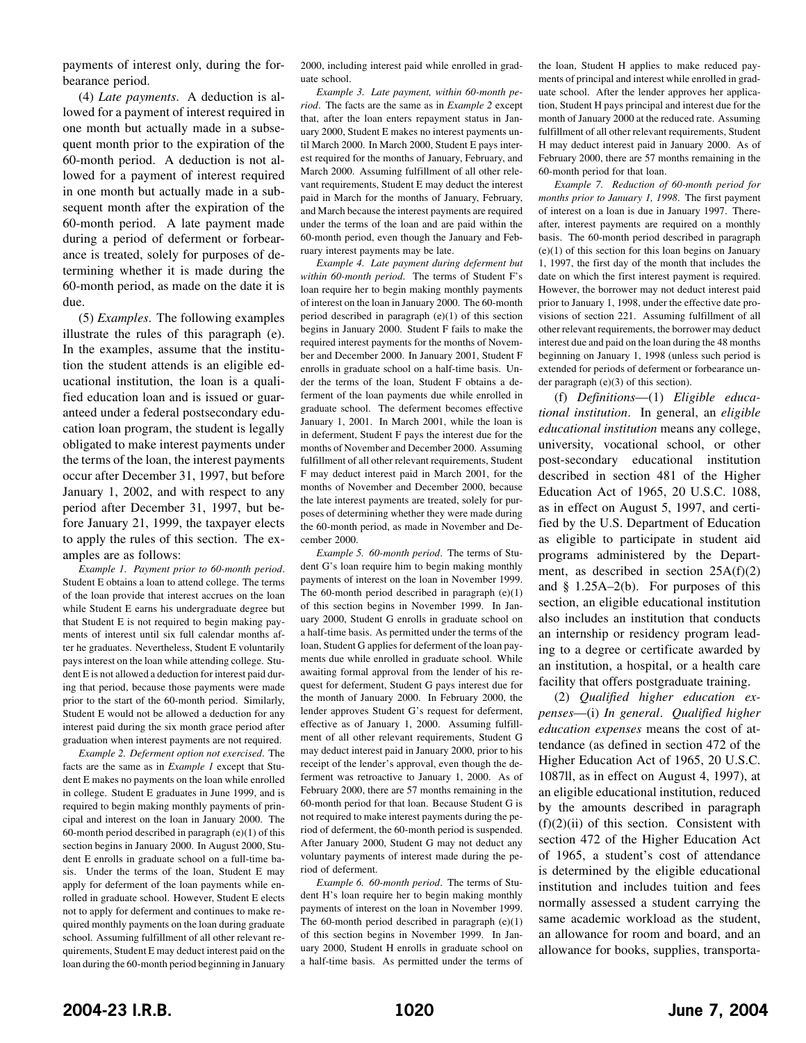payments of interest only, during the forbearance period.

(4) *Late payments*. A deduction is allowed for a payment of interest required in one month but actually made in a subsequent month prior to the expiration of the 60-month period. A deduction is not allowed for a payment of interest required in one month but actually made in a subsequent month after the expiration of the 60-month period. A late payment made during a period of deferment or forbearance is treated, solely for purposes of determining whether it is made during the 60-month period, as made on the date it is due.

(5) *Examples*. The following examples illustrate the rules of this paragraph (e). In the examples, assume that the institution the student attends is an eligible educational institution, the loan is a qualified education loan and is issued or guaranteed under a federal postsecondary education loan program, the student is legally obligated to make interest payments under the terms of the loan, the interest payments occur after December 31, 1997, but before January 1, 2002, and with respect to any period after December 31, 1997, but before January 21, 1999, the taxpayer elects to apply the rules of this section. The examples are as follows:

*Example 1. Payment prior to 60-month period*. Student E obtains a loan to attend college. The terms of the loan provide that interest accrues on the loan while Student E earns his undergraduate degree but that Student E is not required to begin making payments of interest until six full calendar months after he graduates. Nevertheless, Student E voluntarily pays interest on the loan while attending college. Student E is not allowed a deduction for interest paid during that period, because those payments were made prior to the start of the 60-month period. Similarly, Student E would not be allowed a deduction for any interest paid during the six month grace period after graduation when interest payments are not required.

*Example 2. Deferment option not exercised*. The facts are the same as in *Example 1* except that Student E makes no payments on the loan while enrolled in college. Student E graduates in June 1999, and is required to begin making monthly payments of principal and interest on the loan in January 2000. The 60-month period described in paragraph (e)(1) of this section begins in January 2000. In August 2000, Student E enrolls in graduate school on a full-time basis. Under the terms of the loan, Student E may apply for deferment of the loan payments while enrolled in graduate school. However, Student E elects not to apply for deferment and continues to make required monthly payments on the loan during graduate school. Assuming fulfillment of all other relevant requirements, Student E may deduct interest paid on the loan during the 60-month period beginning in January 2000, including interest paid while enrolled in graduate school.

*Example 3. Late payment, within 60-month period*. The facts are the same as in *Example 2* except that, after the loan enters repayment status in January 2000, Student E makes no interest payments until March 2000. In March 2000, Student E pays interest required for the months of January, February, and March 2000. Assuming fulfillment of all other relevant requirements, Student E may deduct the interest paid in March for the months of January, February, and March because the interest payments are required under the terms of the loan and are paid within the 60-month period, even though the January and February interest payments may be late.

*Example 4. Late payment during deferment but within 60-month period*. The terms of Student F's loan require her to begin making monthly payments of interest on the loan in January 2000. The 60-month period described in paragraph (e)(1) of this section begins in January 2000. Student F fails to make the required interest payments for the months of November and December 2000. In January 2001, Student F enrolls in graduate school on a half-time basis. Under the terms of the loan, Student F obtains a deferment of the loan payments due while enrolled in graduate school. The deferment becomes effective January 1, 2001. In March 2001, while the loan is in deferment, Student F pays the interest due for the months of November and December 2000. Assuming fulfillment of all other relevant requirements, Student F may deduct interest paid in March 2001, for the months of November and December 2000, because the late interest payments are treated, solely for purposes of determining whether they were made during the 60-month period, as made in November and December 2000.

*Example 5. 60-month period*. The terms of Student G's loan require him to begin making monthly payments of interest on the loan in November 1999. The 60-month period described in paragraph (e)(1) of this section begins in November 1999. In January 2000, Student G enrolls in graduate school on a half-time basis. As permitted under the terms of the loan, Student G applies for deferment of the loan payments due while enrolled in graduate school. While awaiting formal approval from the lender of his request for deferment, Student G pays interest due for the month of January 2000. In February 2000, the lender approves Student G's request for deferment, effective as of January 1, 2000. Assuming fulfillment of all other relevant requirements, Student G may deduct interest paid in January 2000, prior to his receipt of the lender's approval, even though the deferment was retroactive to January 1, 2000. As of February 2000, there are 57 months remaining in the 60-month period for that loan. Because Student G is not required to make interest payments during the period of deferment, the 60-month period is suspended. After January 2000, Student G may not deduct any voluntary payments of interest made during the period of deferment.

*Example 6. 60-month period*. The terms of Student H's loan require her to begin making monthly payments of interest on the loan in November 1999. The 60-month period described in paragraph (e)(1) of this section begins in November 1999. In January 2000, Student H enrolls in graduate school on a half-time basis. As permitted under the terms of the loan, Student H applies to make reduced payments of principal and interest while enrolled in graduate school. After the lender approves her application, Student H pays principal and interest due for the month of January 2000 at the reduced rate. Assuming fulfillment of all other relevant requirements, Student H may deduct interest paid in January 2000. As of February 2000, there are 57 months remaining in the 60-month period for that loan.

*Example 7. Reduction of 60-month period for months prior to January 1, 1998*. The first payment of interest on a loan is due in January 1997. Thereafter, interest payments are required on a monthly basis. The 60-month period described in paragraph (e)(1) of this section for this loan begins on January 1, 1997, the first day of the month that includes the date on which the first interest payment is required. However, the borrower may not deduct interest paid prior to January 1, 1998, under the effective date provisions of section 221. Assuming fulfillment of all other relevant requirements, the borrower may deduct interest due and paid on the loan during the 48 months beginning on January 1, 1998 (unless such period is extended for periods of deferment or forbearance under paragraph (e)(3) of this section).

(f) *Definitions*—(1) *Eligible educational institution*. In general, an *eligible educational institution* means any college, university, vocational school, or other post-secondary educational institution described in section 481 of the Higher Education Act of 1965, 20 U.S.C. 1088, as in effect on August 5, 1997, and certified by the U.S. Department of Education as eligible to participate in student aid programs administered by the Department, as described in section 25A(f)(2) and § 1.25A–2(b). For purposes of this section, an eligible educational institution also includes an institution that conducts an internship or residency program leading to a degree or certificate awarded by an institution, a hospital, or a health care facility that offers postgraduate training.

(2) *Qualified higher education expenses*—(i) *In general*. *Qualified higher education expenses* means the cost of attendance (as defined in section 472 of the Higher Education Act of 1965, 20 U.S.C. 1087ll, as in effect on August 4, 1997), at an eligible educational institution, reduced by the amounts described in paragraph (f)(2)(ii) of this section. Consistent with section 472 of the Higher Education Act of 1965, a student's cost of attendance is determined by the eligible educational institution and includes tuition and fees normally assessed a student carrying the same academic workload as the student, an allowance for room and board, and an allowance for books, supplies, transporta-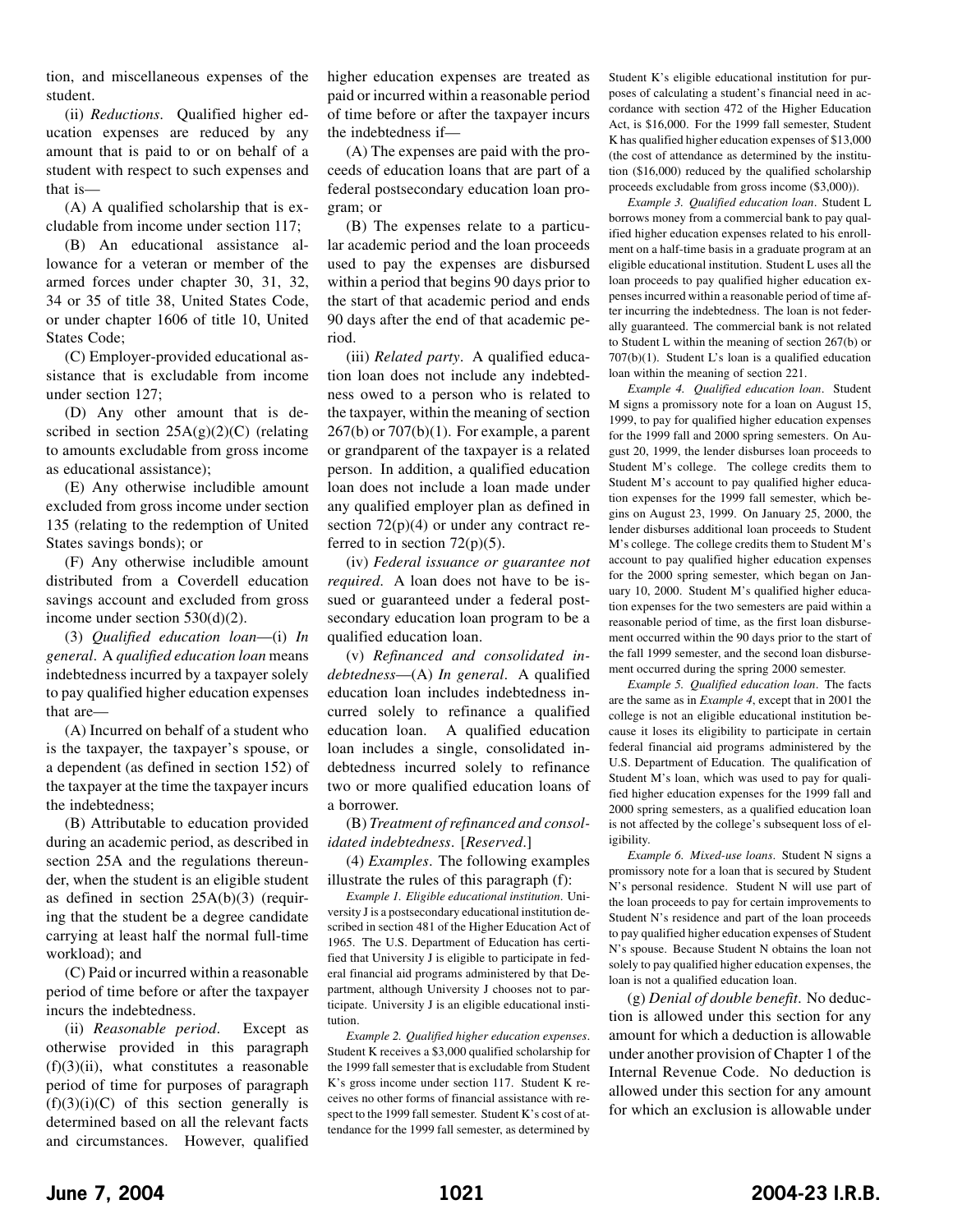tion, and miscellaneous expenses of the student.

(ii) *Reductions*. Qualified higher education expenses are reduced by any amount that is paid to or on behalf of a student with respect to such expenses and that is—

(A) A qualified scholarship that is excludable from income under section 117;

(B) An educational assistance allowance for a veteran or member of the armed forces under chapter 30, 31, 32, 34 or 35 of title 38, United States Code, or under chapter 1606 of title 10, United States Code;

(C) Employer-provided educational assistance that is excludable from income under section 127;

(D) Any other amount that is described in section 25A(g)(2)(C) (relating to amounts excludable from gross income as educational assistance);

(E) Any otherwise includible amount excluded from gross income under section 135 (relating to the redemption of United States savings bonds); or

(F) Any otherwise includible amount distributed from a Coverdell education savings account and excluded from gross income under section 530(d)(2).

(3) *Qualified education loan*—(i) *In general*. A *qualified education loan* means indebtedness incurred by a taxpayer solely to pay qualified higher education expenses that are—

(A) Incurred on behalf of a student who is the taxpayer, the taxpayer's spouse, or a dependent (as defined in section 152) of the taxpayer at the time the taxpayer incurs the indebtedness;

(B) Attributable to education provided during an academic period, as described in section 25A and the regulations thereunder, when the student is an eligible student as defined in section 25A(b)(3) (requiring that the student be a degree candidate carrying at least half the normal full-time workload); and

(C) Paid or incurred within a reasonable period of time before or after the taxpayer incurs the indebtedness.

(ii) *Reasonable period*. Except as otherwise provided in this paragraph (f)(3)(ii), what constitutes a reasonable period of time for purposes of paragraph (f)(3)(i)(C) of this section generally is determined based on all the relevant facts and circumstances. However, qualified higher education expenses are treated as paid or incurred within a reasonable period of time before or after the taxpayer incurs the indebtedness if—

(A) The expenses are paid with the proceeds of education loans that are part of a federal postsecondary education loan program; or

(B) The expenses relate to a particular academic period and the loan proceeds used to pay the expenses are disbursed within a period that begins 90 days prior to the start of that academic period and ends 90 days after the end of that academic period.

(iii) *Related party*. A qualified education loan does not include any indebtedness owed to a person who is related to the taxpayer, within the meaning of section 267(b) or 707(b)(1). For example, a parent or grandparent of the taxpayer is a related person. In addition, a qualified education loan does not include a loan made under any qualified employer plan as defined in section 72(p)(4) or under any contract referred to in section 72(p)(5).

(iv) *Federal issuance or guarantee not required*. A loan does not have to be issued or guaranteed under a federal postsecondary education loan program to be a qualified education loan.

(v) *Refinanced and consolidated indebtedness*—(A) *In general*. A qualified education loan includes indebtedness incurred solely to refinance a qualified education loan. A qualified education loan includes a single, consolidated indebtedness incurred solely to refinance two or more qualified education loans of a borrower.

(B) *Treatment of refinanced and consolidated indebtedness*. [*Reserved*.]

(4) *Examples*. The following examples illustrate the rules of this paragraph (f):

*Example 1. Eligible educational institution*. University J is a postsecondary educational institution described in section 481 of the Higher Education Act of 1965. The U.S. Department of Education has certified that University J is eligible to participate in federal financial aid programs administered by that Department, although University J chooses not to participate. University J is an eligible educational institution.

*Example 2. Qualified higher education expenses*. Student K receives a $3,000 qualified scholarship for the 1999 fall semester that is excludable from Student K's gross income under section 117. Student K receives no other forms of financial assistance with respect to the 1999 fall semester. Student K's cost of attendance for the 1999 fall semester, as determined by Student K's eligible educational institution for purposes of calculating a student's financial need in accordance with section 472 of the Higher Education Act, is $16,000. For the 1999 fall semester, Student K has qualified higher education expenses of $13,000 (the cost of attendance as determined by the institution ($16,000) reduced by the qualified scholarship proceeds excludable from gross income ($3,000)).

*Example 3. Qualified education loan*. Student L borrows money from a commercial bank to pay qualified higher education expenses related to his enrollment on a half-time basis in a graduate program at an eligible educational institution. Student L uses all the loan proceeds to pay qualified higher education expenses incurred within a reasonable period of time after incurring the indebtedness. The loan is not federally guaranteed. The commercial bank is not related to Student L within the meaning of section 267(b) or 707(b)(1). Student L's loan is a qualified education loan within the meaning of section 221.

*Example 4. Qualified education loan*. Student M signs a promissory note for a loan on August 15, 1999, to pay for qualified higher education expenses for the 1999 fall and 2000 spring semesters. On August 20, 1999, the lender disburses loan proceeds to Student M's college. The college credits them to Student M's account to pay qualified higher education expenses for the 1999 fall semester, which begins on August 23, 1999. On January 25, 2000, the lender disburses additional loan proceeds to Student M's college. The college credits them to Student M's account to pay qualified higher education expenses for the 2000 spring semester, which began on January 10, 2000. Student M's qualified higher education expenses for the two semesters are paid within a reasonable period of time, as the first loan disbursement occurred within the 90 days prior to the start of the fall 1999 semester, and the second loan disbursement occurred during the spring 2000 semester.

*Example 5. Qualified education loan*. The facts are the same as in *Example 4*, except that in 2001 the college is not an eligible educational institution because it loses its eligibility to participate in certain federal financial aid programs administered by the U.S. Department of Education. The qualification of Student M's loan, which was used to pay for qualified higher education expenses for the 1999 fall and 2000 spring semesters, as a qualified education loan is not affected by the college's subsequent loss of eligibility.

*Example 6. Mixed-use loans*. Student N signs a promissory note for a loan that is secured by Student N's personal residence. Student N will use part of the loan proceeds to pay for certain improvements to Student N's residence and part of the loan proceeds to pay qualified higher education expenses of Student N's spouse. Because Student N obtains the loan not solely to pay qualified higher education expenses, the loan is not a qualified education loan.

(g) *Denial of double benefit*. No deduction is allowed under this section for any amount for which a deduction is allowable under another provision of Chapter 1 of the Internal Revenue Code. No deduction is allowed under this section for any amount for which an exclusion is allowable under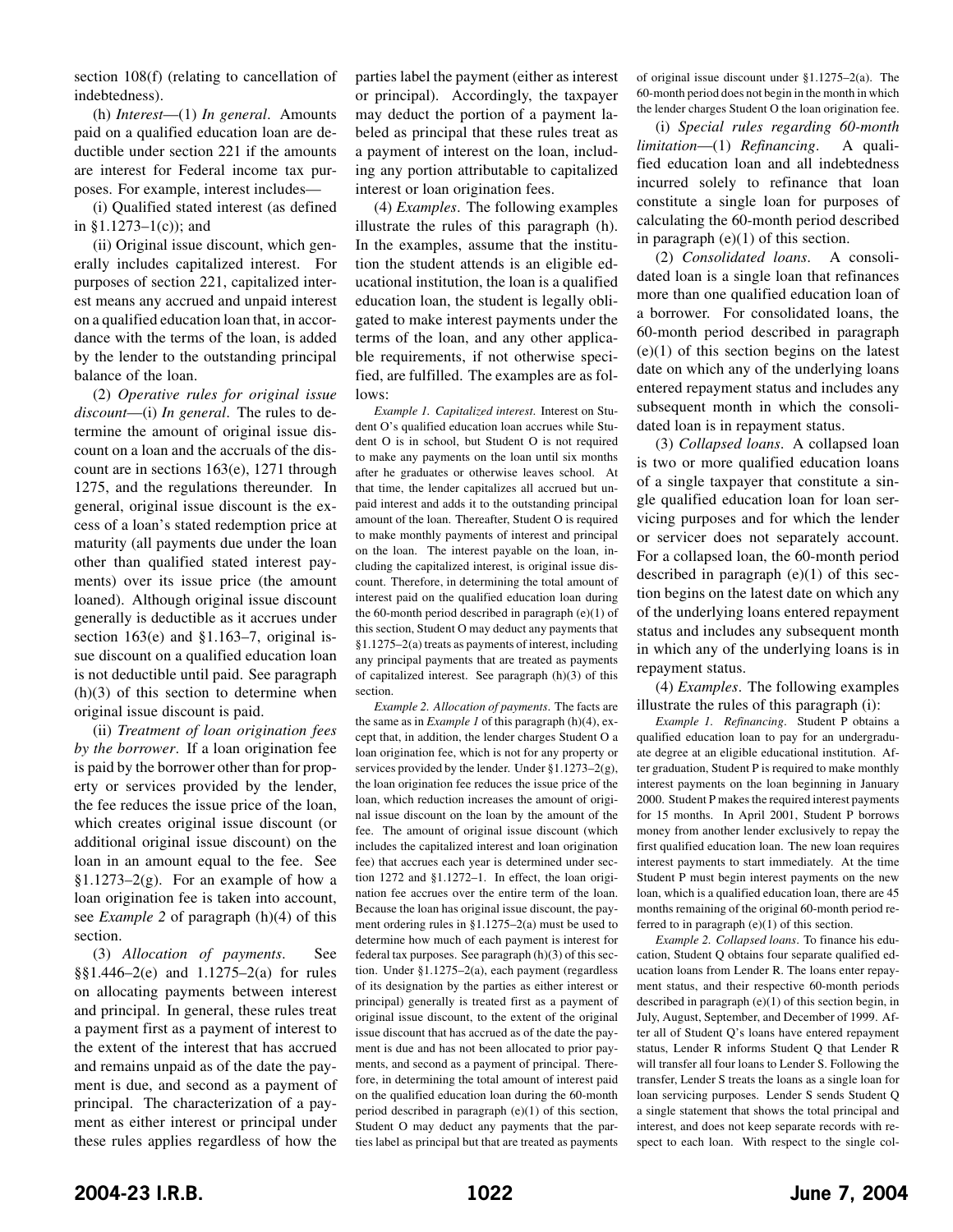section 108(f) (relating to cancellation of indebtedness).

(h) *Interest*—(1) *In general*. Amounts paid on a qualified education loan are deductible under section 221 if the amounts are interest for Federal income tax purposes. For example, interest includes—

(i) Qualified stated interest (as defined in §1.1273–1(c)); and

(ii) Original issue discount, which generally includes capitalized interest. For purposes of section 221, capitalized interest means any accrued and unpaid interest on a qualified education loan that, in accordance with the terms of the loan, is added by the lender to the outstanding principal balance of the loan.

(2) *Operative rules for original issue discount*—(i) *In general*. The rules to determine the amount of original issue discount on a loan and the accruals of the discount are in sections 163(e), 1271 through 1275, and the regulations thereunder. In general, original issue discount is the excess of a loan's stated redemption price at maturity (all payments due under the loan other than qualified stated interest payments) over its issue price (the amount loaned). Although original issue discount generally is deductible as it accrues under section 163(e) and §1.163–7, original issue discount on a qualified education loan is not deductible until paid. See paragraph (h)(3) of this section to determine when original issue discount is paid.

(ii) *Treatment of loan origination fees by the borrower*. If a loan origination fee is paid by the borrower other than for property or services provided by the lender, the fee reduces the issue price of the loan, which creates original issue discount (or additional original issue discount) on the loan in an amount equal to the fee. See §1.1273–2(g). For an example of how a loan origination fee is taken into account, see *Example 2* of paragraph (h)(4) of this section.

(3) *Allocation of payments*. See §§1.446–2(e) and 1.1275–2(a) for rules on allocating payments between interest and principal. In general, these rules treat a payment first as a payment of interest to the extent of the interest that has accrued and remains unpaid as of the date the payment is due, and second as a payment of principal. The characterization of a payment as either interest or principal under these rules applies regardless of how the parties label the payment (either as interest or principal). Accordingly, the taxpayer may deduct the portion of a payment labeled as principal that these rules treat as a payment of interest on the loan, including any portion attributable to capitalized interest or loan origination fees.

(4) *Examples*. The following examples illustrate the rules of this paragraph (h). In the examples, assume that the institution the student attends is an eligible educational institution, the loan is a qualified education loan, the student is legally obligated to make interest payments under the terms of the loan, and any other applicable requirements, if not otherwise specified, are fulfilled. The examples are as follows:

*Example 1. Capitalized interest*. Interest on Student O's qualified education loan accrues while Student O is in school, but Student O is not required to make any payments on the loan until six months after he graduates or otherwise leaves school. At that time, the lender capitalizes all accrued but unpaid interest and adds it to the outstanding principal amount of the loan. Thereafter, Student O is required to make monthly payments of interest and principal on the loan. The interest payable on the loan, including the capitalized interest, is original issue discount. Therefore, in determining the total amount of interest paid on the qualified education loan during the 60-month period described in paragraph (e)(1) of this section, Student O may deduct any payments that §1.1275–2(a) treats as payments of interest, including any principal payments that are treated as payments of capitalized interest. See paragraph (h)(3) of this section.

*Example 2. Allocation of payments*. The facts are the same as in *Example 1* of this paragraph (h)(4), except that, in addition, the lender charges Student O a loan origination fee, which is not for any property or services provided by the lender. Under §1.1273–2(g), the loan origination fee reduces the issue price of the loan, which reduction increases the amount of original issue discount on the loan by the amount of the fee. The amount of original issue discount (which includes the capitalized interest and loan origination fee) that accrues each year is determined under section 1272 and §1.1272–1. In effect, the loan origination fee accrues over the entire term of the loan. Because the loan has original issue discount, the payment ordering rules in §1.1275–2(a) must be used to determine how much of each payment is interest for federal tax purposes. See paragraph (h)(3) of this section. Under §1.1275–2(a), each payment (regardless of its designation by the parties as either interest or principal) generally is treated first as a payment of original issue discount, to the extent of the original issue discount that has accrued as of the date the payment is due and has not been allocated to prior payments, and second as a payment of principal. Therefore, in determining the total amount of interest paid on the qualified education loan during the 60-month period described in paragraph (e)(1) of this section, Student O may deduct any payments that the parties label as principal but that are treated as payments of original issue discount under §1.1275–2(a). The 60-month period does not begin in the month in which the lender charges Student O the loan origination fee.

(i) *Special rules regarding 60-month limitation*—(1) *Refinancing*. A qualified education loan and all indebtedness incurred solely to refinance that loan constitute a single loan for purposes of calculating the 60-month period described in paragraph (e)(1) of this section.

(2) *Consolidated loans*. A consolidated loan is a single loan that refinances more than one qualified education loan of a borrower. For consolidated loans, the 60-month period described in paragraph (e)(1) of this section begins on the latest date on which any of the underlying loans entered repayment status and includes any subsequent month in which the consolidated loan is in repayment status.

(3) *Collapsed loans*. A collapsed loan is two or more qualified education loans of a single taxpayer that constitute a single qualified education loan for loan servicing purposes and for which the lender or servicer does not separately account. For a collapsed loan, the 60-month period described in paragraph (e)(1) of this section begins on the latest date on which any of the underlying loans entered repayment status and includes any subsequent month in which any of the underlying loans is in repayment status.

(4) *Examples*. The following examples illustrate the rules of this paragraph (i):

*Example 1. Refinancing*. Student P obtains a qualified education loan to pay for an undergraduate degree at an eligible educational institution. After graduation, Student P is required to make monthly interest payments on the loan beginning in January 2000. Student P makes the required interest payments for 15 months. In April 2001, Student P borrows money from another lender exclusively to repay the first qualified education loan. The new loan requires interest payments to start immediately. At the time Student P must begin interest payments on the new loan, which is a qualified education loan, there are 45 months remaining of the original 60-month period referred to in paragraph (e)(1) of this section.

*Example 2. Collapsed loans*. To finance his education, Student Q obtains four separate qualified education loans from Lender R. The loans enter repayment status, and their respective 60-month periods described in paragraph (e)(1) of this section begin, in July, August, September, and December of 1999. After all of Student Q's loans have entered repayment status, Lender R informs Student Q that Lender R will transfer all four loans to Lender S. Following the transfer, Lender S treats the loans as a single loan for loan servicing purposes. Lender S sends Student Q a single statement that shows the total principal and interest, and does not keep separate records with respect to each loan. With respect to the single col-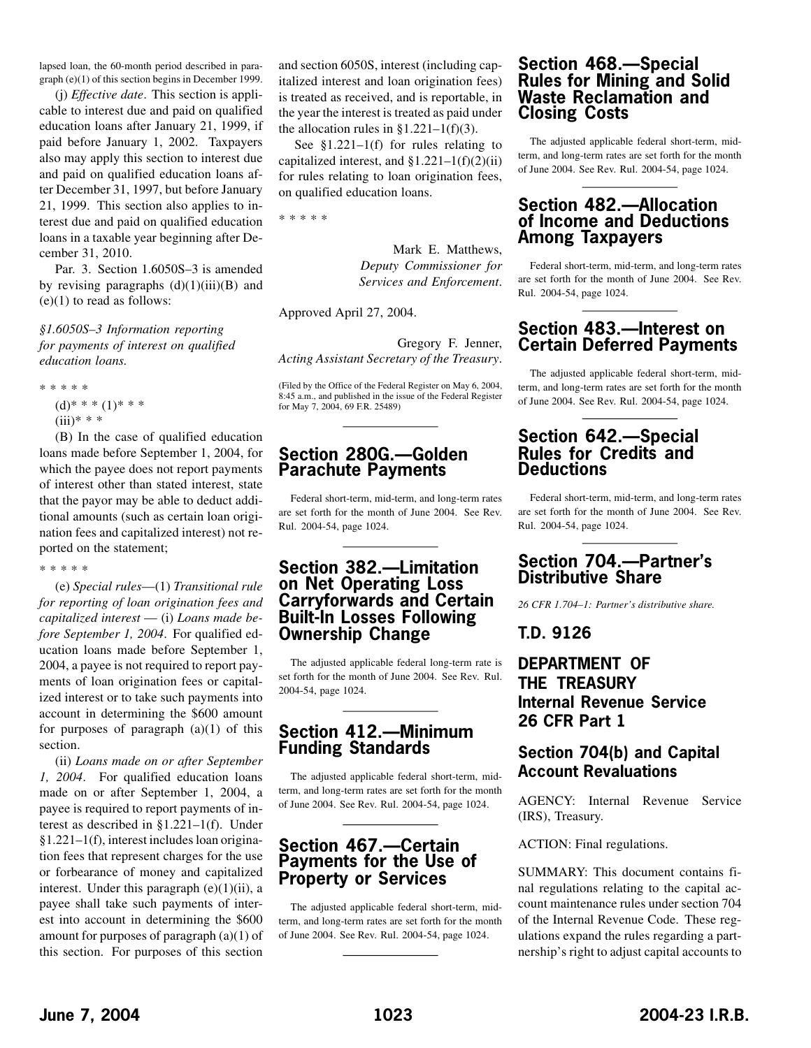lapsed loan, the 60-month period described in paragraph (e)(1) of this section begins in December 1999.

(j) *Effective date*. This section is applicable to interest due and paid on qualified education loans after January 21, 1999, if paid before January 1, 2002. Taxpayers also may apply this section to interest due and paid on qualified education loans after December 31, 1997, but before January 21, 1999. This section also applies to interest due and paid on qualified education loans in a taxable year beginning after December 31, 2010.

Par. 3. Section 1.6050S–3 is amended by revising paragraphs (d)(1)(iii)(B) and (e)(1) to read as follows:

*§1.6050S–3 Information reporting for payments of interest on qualified education loans.*

\* \* \* \* \*

(d)\* \* \* (1)\* \* \*

(iii)\* \* \*

(B) In the case of qualified education loans made before September 1, 2004, for which the payee does not report payments of interest other than stated interest, state that the payor may be able to deduct additional amounts (such as certain loan origination fees and capitalized interest) not reported on the statement;

\* \* \* \* \*

(e) *Special rules*—(1) *Transitional rule for reporting of loan origination fees and capitalized interest* — (i) *Loans made before September 1, 2004*. For qualified education loans made before September 1, 2004, a payee is not required to report payments of loan origination fees or capitalized interest or to take such payments into account in determining the $600 amount for purposes of paragraph (a)(1) of this section.

(ii) *Loans made on or after September 1, 2004*. For qualified education loans made on or after September 1, 2004, a payee is required to report payments of interest as described in §1.221–1(f). Under §1.221–1(f), interest includes loan origination fees that represent charges for the use or forbearance of money and capitalized interest. Under this paragraph (e)(1)(ii), a payee shall take such payments of interest into account in determining the $600 amount for purposes of paragraph (a)(1) of this section. For purposes of this section and section 6050S, interest (including capitalized interest and loan origination fees) is treated as received, and is reportable, in the year the interest is treated as paid under the allocation rules in §1.221–1(f)(3).

See §1.221–1(f) for rules relating to capitalized interest, and §1.221–1(f)(2)(ii) for rules relating to loan origination fees, on qualified education loans.

\* \* \* \* \*

Mark E. Matthews,
*Deputy Commissioner for Services and Enforcement*.

Approved April 27, 2004.

Gregory F. Jenner,
*Acting Assistant Secretary of the Treasury*.

(Filed by the Office of the Federal Register on May 6, 2004, 8:45 a.m., and published in the issue of the Federal Register for May 7, 2004, 69 F.R. 25489)

## Section 280G.—Golden Parachute Payments

Federal short-term, mid-term, and long-term rates are set forth for the month of June 2004. See Rev. Rul. 2004-54, page 1024.

## Section 382.—Limitation on Net Operating Loss Carryforwards and Certain Built-In Losses Following Ownership Change

The adjusted applicable federal long-term rate is set forth for the month of June 2004. See Rev. Rul. 2004-54, page 1024.

## Section 412.—Minimum Funding Standards

The adjusted applicable federal short-term, mid-term, and long-term rates are set forth for the month of June 2004. See Rev. Rul. 2004-54, page 1024.

## Section 467.—Certain Payments for the Use of Property or Services

The adjusted applicable federal short-term, mid-term, and long-term rates are set forth for the month of June 2004. See Rev. Rul. 2004-54, page 1024.

## Section 468.—Special Rules for Mining and Solid Waste Reclamation and Closing Costs

The adjusted applicable federal short-term, mid-term, and long-term rates are set forth for the month of June 2004. See Rev. Rul. 2004-54, page 1024.

## Section 482.—Allocation of Income and Deductions Among Taxpayers

Federal short-term, mid-term, and long-term rates are set forth for the month of June 2004. See Rev. Rul. 2004-54, page 1024.

## Section 483.—Interest on Certain Deferred Payments

The adjusted applicable federal short-term, mid-term, and long-term rates are set forth for the month of June 2004. See Rev. Rul. 2004-54, page 1024.

## Section 642.—Special Rules for Credits and Deductions

Federal short-term, mid-term, and long-term rates are set forth for the month of June 2004. See Rev. Rul. 2004-54, page 1024.

## Section 704.—Partner's Distributive Share

*26 CFR 1.704–1: Partner's distributive share.*

## T.D. 9126

## DEPARTMENT OF THE TREASURY Internal Revenue Service 26 CFR Part 1

### Section 704(b) and Capital Account Revaluations

AGENCY: Internal Revenue Service (IRS), Treasury.

ACTION: Final regulations.

SUMMARY: This document contains final regulations relating to the capital account maintenance rules under section 704 of the Internal Revenue Code. These regulations expand the rules regarding a partnership's right to adjust capital accounts to